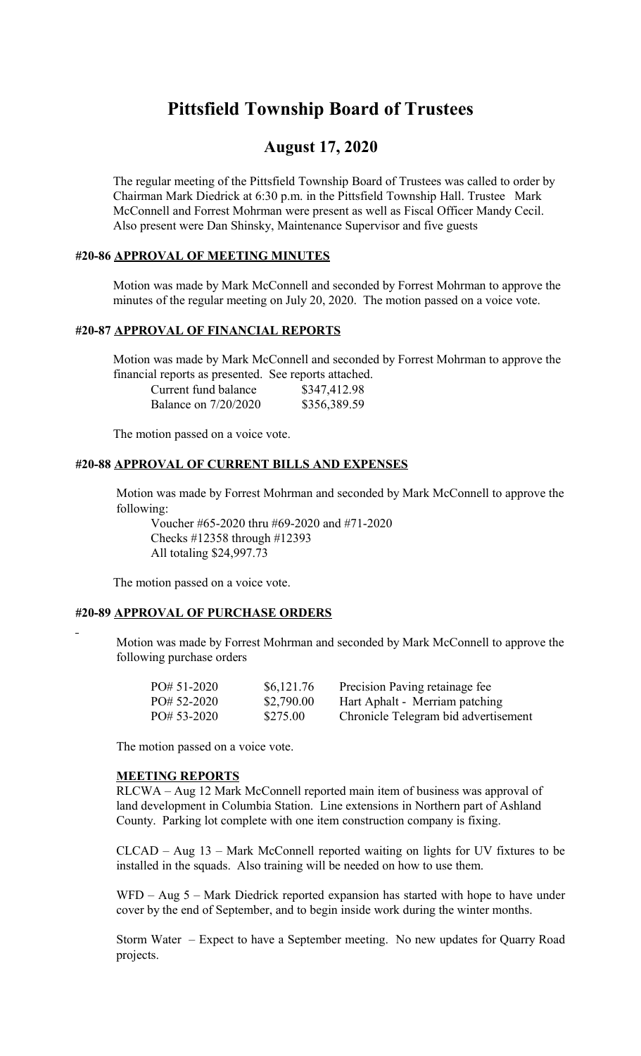# Pittsfield Township Board of Trustees

## August 17, 2020

The regular meeting of the Pittsfield Township Board of Trustees was called to order by Chairman Mark Diedrick at 6:30 p.m. in the Pittsfield Township Hall. Trustee Mark McConnell and Forrest Mohrman were present as well as Fiscal Officer Mandy Cecil. Also present were Dan Shinsky, Maintenance Supervisor and five guests

### #20-86 APPROVAL OF MEETING MINUTES

Motion was made by Mark McConnell and seconded by Forrest Mohrman to approve the minutes of the regular meeting on July 20, 2020. The motion passed on a voice vote.

### #20-87 APPROVAL OF FINANCIAL REPORTS

Motion was made by Mark McConnell and seconded by Forrest Mohrman to approve the financial reports as presented. See reports attached.

| | |
|---|---|
| Current fund balance | $347,412.98 |
| Balance on 7/20/2020 | $356,389.59 |

The motion passed on a voice vote.

### #20-88 APPROVAL OF CURRENT BILLS AND EXPENSES

Motion was made by Forrest Mohrman and seconded by Mark McConnell to approve the following:

Voucher #65-2020 thru #69-2020 and #71-2020
Checks #12358 through #12393
All totaling $24,997.73

The motion passed on a voice vote.

### #20-89 APPROVAL OF PURCHASE ORDERS

Motion was made by Forrest Mohrman and seconded by Mark McConnell to approve the following purchase orders

| | | |
|---|---|---|
| PO# 51-2020 | $6,121.76 | Precision Paving retainage fee |
| PO# 52-2020 | $2,790.00 | Hart Aphalt - Merriam patching |
| PO# 53-2020 | $275.00 | Chronicle Telegram bid advertisement |

The motion passed on a voice vote.

### MEETING REPORTS

RLCWA – Aug 12 Mark McConnell reported main item of business was approval of land development in Columbia Station. Line extensions in Northern part of Ashland County. Parking lot complete with one item construction company is fixing.

CLCAD – Aug 13 – Mark McConnell reported waiting on lights for UV fixtures to be installed in the squads. Also training will be needed on how to use them.

WFD – Aug 5 – Mark Diedrick reported expansion has started with hope to have under cover by the end of September, and to begin inside work during the winter months.

Storm Water – Expect to have a September meeting. No new updates for Quarry Road projects.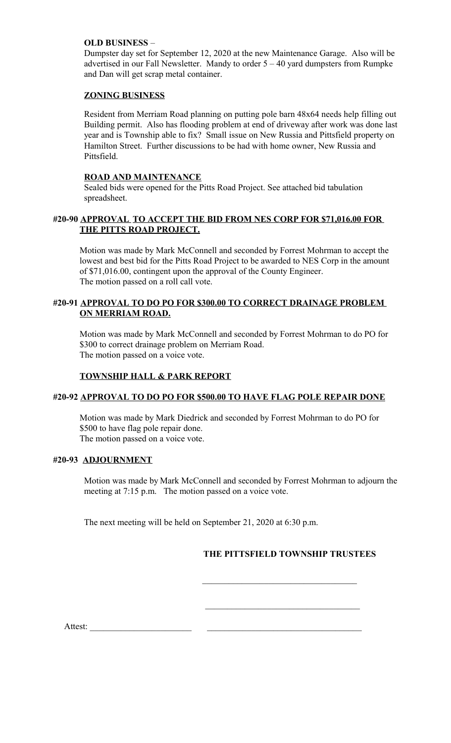**OLD BUSINESS** –

Dumpster day set for September 12, 2020 at the new Maintenance Garage. Also will be advertised in our Fall Newsletter. Mandy to order 5 – 40 yard dumpsters from Rumpke and Dan will get scrap metal container.

**ZONING BUSINESS**

Resident from Merriam Road planning on putting pole barn 48x64 needs help filling out Building permit. Also has flooding problem at end of driveway after work was done last year and is Township able to fix? Small issue on New Russia and Pittsfield property on Hamilton Street. Further discussions to be had with home owner, New Russia and Pittsfield.

**ROAD AND MAINTENANCE**

Sealed bids were opened for the Pitts Road Project. See attached bid tabulation spreadsheet.

**#20-90 APPROVAL TO ACCEPT THE BID FROM NES CORP FOR $71,016.00 FOR THE PITTS ROAD PROJECT.**

Motion was made by Mark McConnell and seconded by Forrest Mohrman to accept the lowest and best bid for the Pitts Road Project to be awarded to NES Corp in the amount of $71,016.00, contingent upon the approval of the County Engineer.
The motion passed on a roll call vote.

**#20-91 APPROVAL TO DO PO FOR $300.00 TO CORRECT DRAINAGE PROBLEM ON MERRIAM ROAD.**

Motion was made by Mark McConnell and seconded by Forrest Mohrman to do PO for $300 to correct drainage problem on Merriam Road.
The motion passed on a voice vote.

**TOWNSHIP HALL & PARK REPORT**

**#20-92 APPROVAL TO DO PO FOR $500.00 TO HAVE FLAG POLE REPAIR DONE**

Motion was made by Mark Diedrick and seconded by Forrest Mohrman to do PO for $500 to have flag pole repair done.
The motion passed on a voice vote.

**#20-93 ADJOURNMENT**

Motion was made by Mark McConnell and seconded by Forrest Mohrman to adjourn the meeting at 7:15 p.m. The motion passed on a voice vote.

The next meeting will be held on September 21, 2020 at 6:30 p.m.

**THE PITTSFIELD TOWNSHIP TRUSTEES**

\_\_\_\_\_\_\_\_\_\_\_\_\_\_\_\_\_\_\_\_\_\_\_\_\_\_\_\_\_\_\_\_\_\_\_

\_\_\_\_\_\_\_\_\_\_\_\_\_\_\_\_\_\_\_\_\_\_\_\_\_\_\_\_\_\_\_\_\_\_\_

Attest: \_\_\_\_\_\_\_\_\_\_\_\_\_\_\_\_\_\_\_\_\_\_\_ \_\_\_\_\_\_\_\_\_\_\_\_\_\_\_\_\_\_\_\_\_\_\_\_\_\_\_\_\_\_\_\_\_\_\_